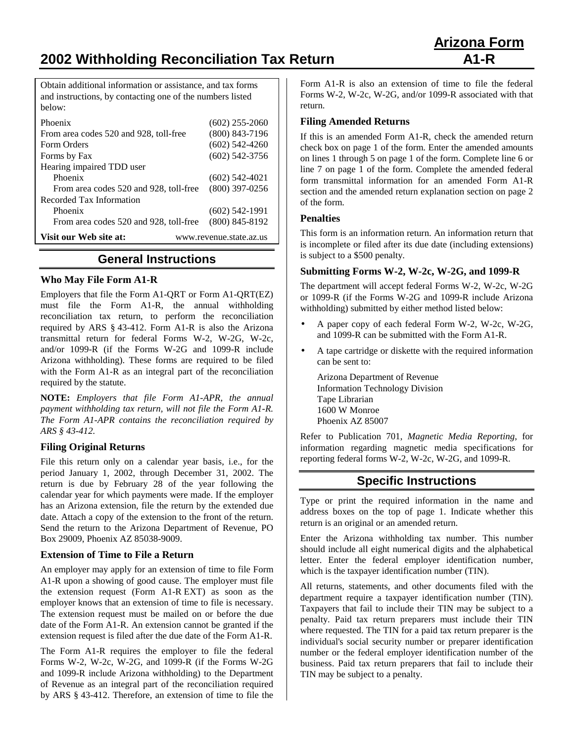# 2002 Withholding Reconciliation Tax Return

## Arizona Form A1-R

Obtain additional information or assistance, and tax forms and instructions, by contacting one of the numbers listed below:

| | |
|---|---|
| Phoenix | (602) 255-2060 |
| From area codes 520 and 928, toll-free | (800) 843-7196 |
| Form Orders | (602) 542-4260 |
| Forms by Fax | (602) 542-3756 |
| Hearing impaired TDD user | |
| Phoenix | (602) 542-4021 |
| From area codes 520 and 928, toll-free | (800) 397-0256 |
| Recorded Tax Information | |
| Phoenix | (602) 542-1991 |
| From area codes 520 and 928, toll-free | (800) 845-8192 |
| **Visit our Web site at:** | www.revenue.state.az.us |

## General Instructions

### Who May File Form A1-R

Employers that file the Form A1-QRT or Form A1-QRT(EZ) must file the Form A1-R, the annual withholding reconciliation tax return, to perform the reconciliation required by ARS § 43-412. Form A1-R is also the Arizona transmittal return for federal Forms W-2, W-2G, W-2c, and/or 1099-R (if the Forms W-2G and 1099-R include Arizona withholding). These forms are required to be filed with the Form A1-R as an integral part of the reconciliation required by the statute.

**NOTE:** *Employers that file Form A1-APR, the annual payment withholding tax return, will not file the Form A1-R. The Form A1-APR contains the reconciliation required by ARS § 43-412.*

### Filing Original Returns

File this return only on a calendar year basis, i.e., for the period January 1, 2002, through December 31, 2002. The return is due by February 28 of the year following the calendar year for which payments were made. If the employer has an Arizona extension, file the return by the extended due date. Attach a copy of the extension to the front of the return. Send the return to the Arizona Department of Revenue, PO Box 29009, Phoenix AZ 85038-9009.

### Extension of Time to File a Return

An employer may apply for an extension of time to file Form A1-R upon a showing of good cause. The employer must file the extension request (Form A1-R EXT) as soon as the employer knows that an extension of time to file is necessary. The extension request must be mailed on or before the due date of the Form A1-R. An extension cannot be granted if the extension request is filed after the due date of the Form A1-R.

The Form A1-R requires the employer to file the federal Forms W-2, W-2c, W-2G, and 1099-R (if the Forms W-2G and 1099-R include Arizona withholding) to the Department of Revenue as an integral part of the reconciliation required by ARS § 43-412. Therefore, an extension of time to file the Form A1-R is also an extension of time to file the federal Forms W-2, W-2c, W-2G, and/or 1099-R associated with that return.

### Filing Amended Returns

If this is an amended Form A1-R, check the amended return check box on page 1 of the form. Enter the amended amounts on lines 1 through 5 on page 1 of the form. Complete line 6 or line 7 on page 1 of the form. Complete the amended federal form transmittal information for an amended Form A1-R section and the amended return explanation section on page 2 of the form.

### Penalties

This form is an information return. An information return that is incomplete or filed after its due date (including extensions) is subject to a $500 penalty.

### Submitting Forms W-2, W-2c, W-2G, and 1099-R

The department will accept federal Forms W-2, W-2c, W-2G or 1099-R (if the Forms W-2G and 1099-R include Arizona withholding) submitted by either method listed below:

- A paper copy of each federal Form W-2, W-2c, W-2G, and 1099-R can be submitted with the Form A1-R.
- A tape cartridge or diskette with the required information can be sent to:

  Arizona Department of Revenue
  Information Technology Division
  Tape Librarian
  1600 W Monroe
  Phoenix AZ 85007

Refer to Publication 701, *Magnetic Media Reporting*, for information regarding magnetic media specifications for reporting federal forms W-2, W-2c, W-2G, and 1099-R.

## Specific Instructions

Type or print the required information in the name and address boxes on the top of page 1. Indicate whether this return is an original or an amended return.

Enter the Arizona withholding tax number. This number should include all eight numerical digits and the alphabetical letter. Enter the federal employer identification number, which is the taxpayer identification number (TIN).

All returns, statements, and other documents filed with the department require a taxpayer identification number (TIN). Taxpayers that fail to include their TIN may be subject to a penalty. Paid tax return preparers must include their TIN where requested. The TIN for a paid tax return preparer is the individual's social security number or preparer identification number or the federal employer identification number of the business. Paid tax return preparers that fail to include their TIN may be subject to a penalty.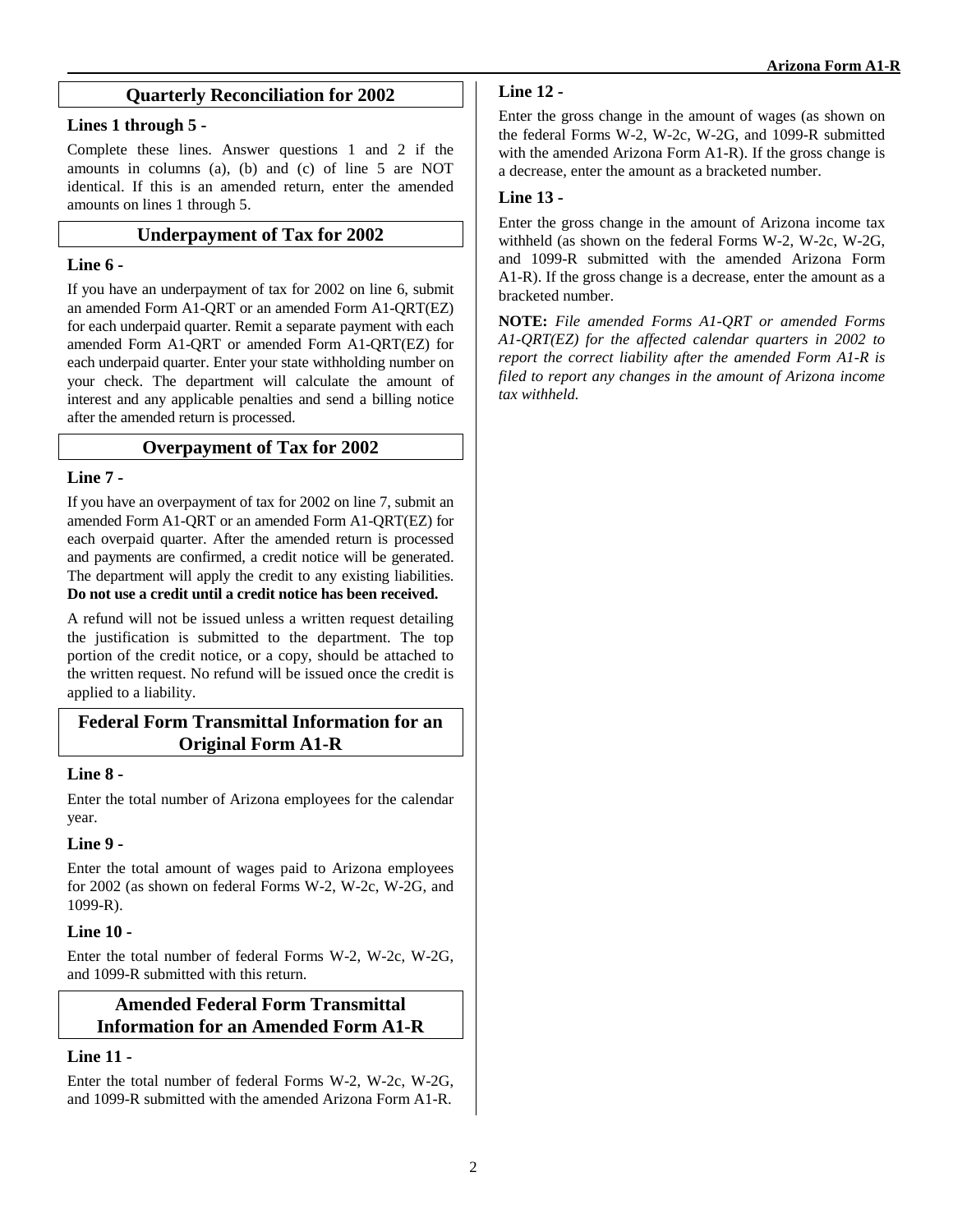## Quarterly Reconciliation for 2002

### Lines 1 through 5 -

Complete these lines. Answer questions 1 and 2 if the amounts in columns (a), (b) and (c) of line 5 are NOT identical. If this is an amended return, enter the amended amounts on lines 1 through 5.

## Underpayment of Tax for 2002

### Line 6 -

If you have an underpayment of tax for 2002 on line 6, submit an amended Form A1-QRT or an amended Form A1-QRT(EZ) for each underpaid quarter. Remit a separate payment with each amended Form A1-QRT or amended Form A1-QRT(EZ) for each underpaid quarter. Enter your state withholding number on your check. The department will calculate the amount of interest and any applicable penalties and send a billing notice after the amended return is processed.

## Overpayment of Tax for 2002

### Line 7 -

If you have an overpayment of tax for 2002 on line 7, submit an amended Form A1-QRT or an amended Form A1-QRT(EZ) for each overpaid quarter. After the amended return is processed and payments are confirmed, a credit notice will be generated. The department will apply the credit to any existing liabilities. **Do not use a credit until a credit notice has been received.**

A refund will not be issued unless a written request detailing the justification is submitted to the department. The top portion of the credit notice, or a copy, should be attached to the written request. No refund will be issued once the credit is applied to a liability.

## Federal Form Transmittal Information for an Original Form A1-R

### Line 8 -

Enter the total number of Arizona employees for the calendar year.

### Line 9 -

Enter the total amount of wages paid to Arizona employees for 2002 (as shown on federal Forms W-2, W-2c, W-2G, and 1099-R).

### Line 10 -

Enter the total number of federal Forms W-2, W-2c, W-2G, and 1099-R submitted with this return.

## Amended Federal Form Transmittal Information for an Amended Form A1-R

### Line 11 -

Enter the total number of federal Forms W-2, W-2c, W-2G, and 1099-R submitted with the amended Arizona Form A1-R.

### Line 12 -

Enter the gross change in the amount of wages (as shown on the federal Forms W-2, W-2c, W-2G, and 1099-R submitted with the amended Arizona Form A1-R). If the gross change is a decrease, enter the amount as a bracketed number.

### Line 13 -

Enter the gross change in the amount of Arizona income tax withheld (as shown on the federal Forms W-2, W-2c, W-2G, and 1099-R submitted with the amended Arizona Form A1-R). If the gross change is a decrease, enter the amount as a bracketed number.

**NOTE:** *File amended Forms A1-QRT or amended Forms A1-QRT(EZ) for the affected calendar quarters in 2002 to report the correct liability after the amended Form A1-R is filed to report any changes in the amount of Arizona income tax withheld.*